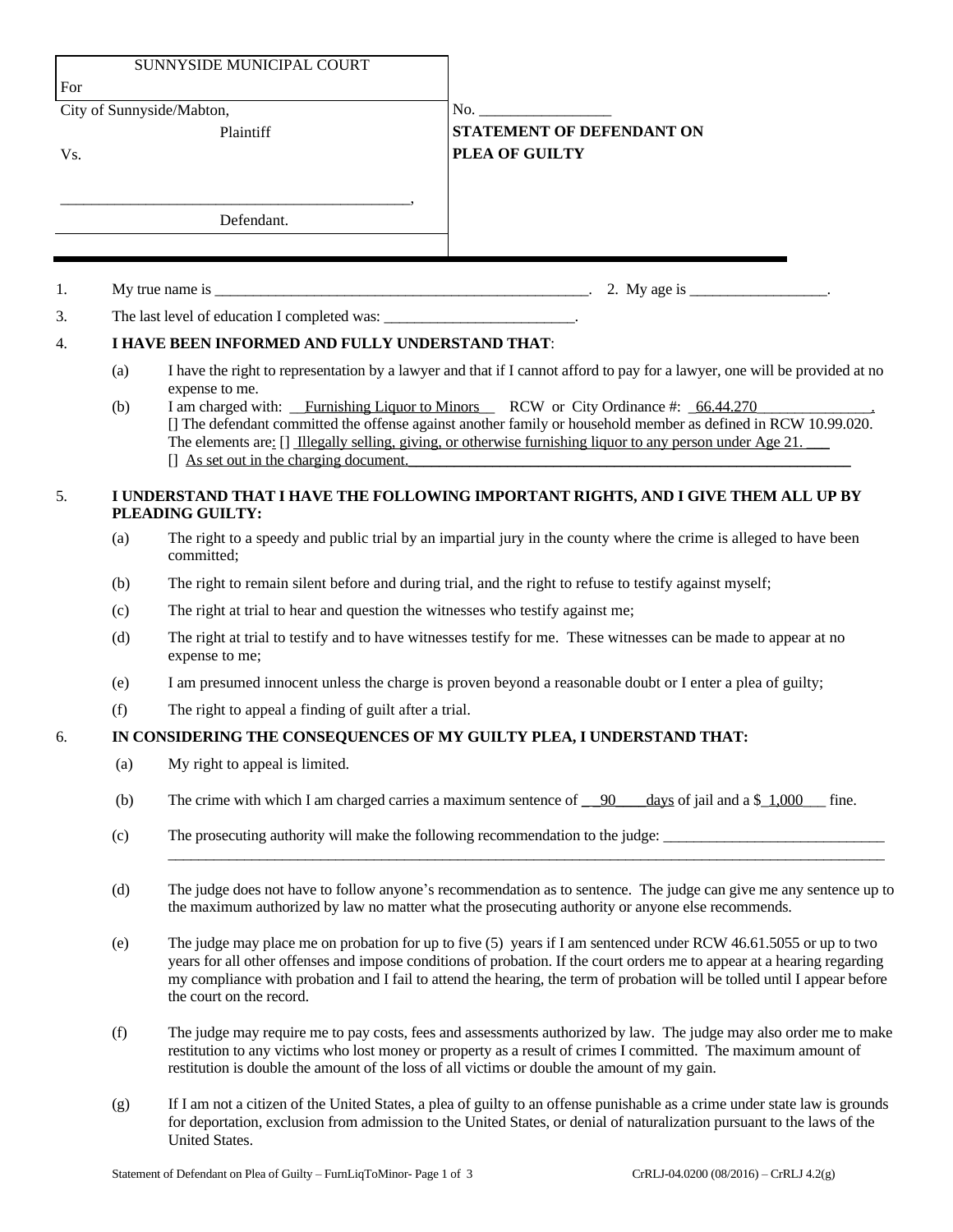| SUNNYSIDE MUNICIPAL COURT For | |
|---|---|
| City of Sunnyside/Mabton, Plaintiff | No. _________________ |
| Vs. | **STATEMENT OF DEFENDANT ON PLEA OF GUILTY** |
| _____________________________________________, Defendant. | |

1. My true name is ___________________________________________________. 2. My age is __________________.

3. The last level of education I completed was: _________________________.

4. **I HAVE BEEN INFORMED AND FULLY UNDERSTAND THAT**:

   (a) I have the right to representation by a lawyer and that if I cannot afford to pay for a lawyer, one will be provided at no expense to me.

   (b) I am charged with: __Furnishing Liquor to Minors__ RCW or City Ordinance #: _66.44.270_______________.
   [] The defendant committed the offense against another family or household member as defined in RCW 10.99.020.
   The elements are: [] Illegally selling, giving, or otherwise furnishing liquor to any person under Age 21. ___
   [] As set out in the charging document.___________________________________________________________

5. **I UNDERSTAND THAT I HAVE THE FOLLOWING IMPORTANT RIGHTS, AND I GIVE THEM ALL UP BY PLEADING GUILTY:**

   (a) The right to a speedy and public trial by an impartial jury in the county where the crime is alleged to have been committed;

   (b) The right to remain silent before and during trial, and the right to refuse to testify against myself;

   (c) The right at trial to hear and question the witnesses who testify against me;

   (d) The right at trial to testify and to have witnesses testify for me. These witnesses can be made to appear at no expense to me;

   (e) I am presumed innocent unless the charge is proven beyond a reasonable doubt or I enter a plea of guilty;

   (f) The right to appeal a finding of guilt after a trial.

6. **IN CONSIDERING THE CONSEQUENCES OF MY GUILTY PLEA, I UNDERSTAND THAT:**

   (a) My right to appeal is limited.

   (b) The crime with which I am charged carries a maximum sentence of __90____days of jail and a $_1,000___ fine.

   (c) The prosecuting authority will make the following recommendation to the judge: _____________________________
   ____________________________________________________________________________________________________

   (d) The judge does not have to follow anyone's recommendation as to sentence. The judge can give me any sentence up to the maximum authorized by law no matter what the prosecuting authority or anyone else recommends.

   (e) The judge may place me on probation for up to five (5) years if I am sentenced under RCW 46.61.5055 or up to two years for all other offenses and impose conditions of probation. If the court orders me to appear at a hearing regarding my compliance with probation and I fail to attend the hearing, the term of probation will be tolled until I appear before the court on the record.

   (f) The judge may require me to pay costs, fees and assessments authorized by law. The judge may also order me to make restitution to any victims who lost money or property as a result of crimes I committed. The maximum amount of restitution is double the amount of the loss of all victims or double the amount of my gain.

   (g) If I am not a citizen of the United States, a plea of guilty to an offense punishable as a crime under state law is grounds for deportation, exclusion from admission to the United States, or denial of naturalization pursuant to the laws of the United States.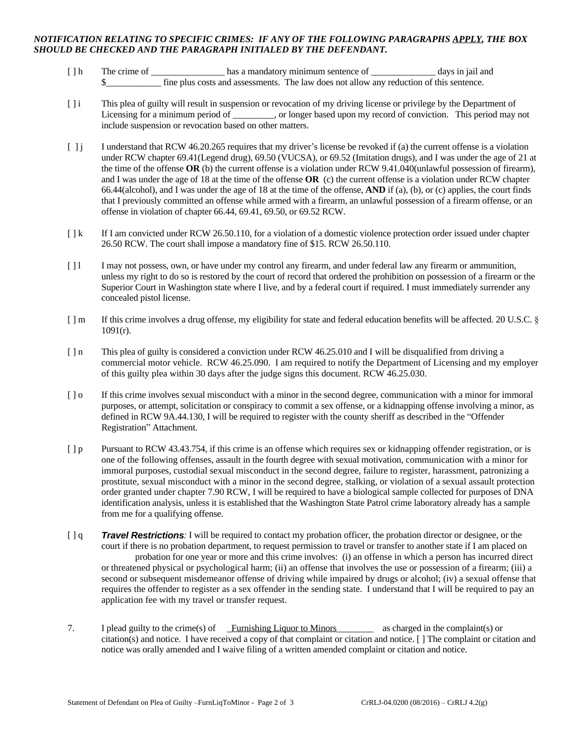***NOTIFICATION RELATING TO SPECIFIC CRIMES: IF ANY OF THE FOLLOWING PARAGRAPHS APPLY, THE BOX SHOULD BE CHECKED AND THE PARAGRAPH INITIALED BY THE DEFENDANT.***

[ ] h The crime of ________________ has a mandatory minimum sentence of ______________ days in jail and $____________ fine plus costs and assessments. The law does not allow any reduction of this sentence.

[ ] i This plea of guilty will result in suspension or revocation of my driving license or privilege by the Department of Licensing for a minimum period of _________, or longer based upon my record of conviction. This period may not include suspension or revocation based on other matters.

[ ] j I understand that RCW 46.20.265 requires that my driver's license be revoked if (a) the current offense is a violation under RCW chapter 69.41(Legend drug), 69.50 (VUCSA), or 69.52 (Imitation drugs), and I was under the age of 21 at the time of the offense **OR** (b) the current offense is a violation under RCW 9.41.040(unlawful possession of firearm), and I was under the age of 18 at the time of the offense **OR** (c) the current offense is a violation under RCW chapter 66.44(alcohol), and I was under the age of 18 at the time of the offense, **AND** if (a), (b), or (c) applies, the court finds that I previously committed an offense while armed with a firearm, an unlawful possession of a firearm offense, or an offense in violation of chapter 66.44, 69.41, 69.50, or 69.52 RCW.

[ ] k If I am convicted under RCW 26.50.110, for a violation of a domestic violence protection order issued under chapter 26.50 RCW. The court shall impose a mandatory fine of $15. RCW 26.50.110.

[ ] l I may not possess, own, or have under my control any firearm, and under federal law any firearm or ammunition, unless my right to do so is restored by the court of record that ordered the prohibition on possession of a firearm or the Superior Court in Washington state where I live, and by a federal court if required. I must immediately surrender any concealed pistol license.

[ ] m If this crime involves a drug offense, my eligibility for state and federal education benefits will be affected. 20 U.S.C. § 1091(r).

[ ] n This plea of guilty is considered a conviction under RCW 46.25.010 and I will be disqualified from driving a commercial motor vehicle. RCW 46.25.090. I am required to notify the Department of Licensing and my employer of this guilty plea within 30 days after the judge signs this document. RCW 46.25.030.

[ ] o If this crime involves sexual misconduct with a minor in the second degree, communication with a minor for immoral purposes, or attempt, solicitation or conspiracy to commit a sex offense, or a kidnapping offense involving a minor, as defined in RCW 9A.44.130, I will be required to register with the county sheriff as described in the "Offender Registration" Attachment.

[ ] p Pursuant to RCW 43.43.754, if this crime is an offense which requires sex or kidnapping offender registration, or is one of the following offenses, assault in the fourth degree with sexual motivation, communication with a minor for immoral purposes, custodial sexual misconduct in the second degree, failure to register, harassment, patronizing a prostitute, sexual misconduct with a minor in the second degree, stalking, or violation of a sexual assault protection order granted under chapter 7.90 RCW, I will be required to have a biological sample collected for purposes of DNA identification analysis, unless it is established that the Washington State Patrol crime laboratory already has a sample from me for a qualifying offense.

[ ] q ***Travel Restrictions****:* I will be required to contact my probation officer, the probation director or designee, or the court if there is no probation department, to request permission to travel or transfer to another state if I am placed on probation for one year or more and this crime involves: (i) an offense in which a person has incurred direct or threatened physical or psychological harm; (ii) an offense that involves the use or possession of a firearm; (iii) a second or subsequent misdemeanor offense of driving while impaired by drugs or alcohol; (iv) a sexual offense that requires the offender to register as a sex offender in the sending state. I understand that I will be required to pay an application fee with my travel or transfer request.

7. I plead guilty to the crime(s) of _Furnishing Liquor to Minors________ as charged in the complaint(s) or citation(s) and notice. I have received a copy of that complaint or citation and notice. [ ] The complaint or citation and notice was orally amended and I waive filing of a written amended complaint or citation and notice.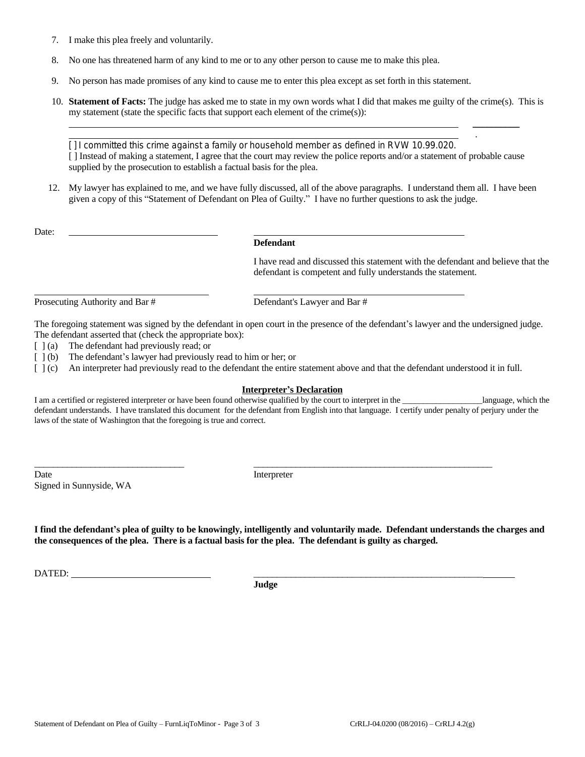7. I make this plea freely and voluntarily.

8. No one has threatened harm of any kind to me or to any other person to cause me to make this plea.

9. No person has made promises of any kind to cause me to enter this plea except as set forth in this statement.

10. **Statement of Facts:** The judge has asked me to state in my own words what I did that makes me guilty of the crime(s). This is my statement (state the specific facts that support each element of the crime(s)):

    ______________________________________________________________________________ __________

    ______________________________________________________________________________ .

    [ ] I committed this crime against a family or household member as defined in RVW 10.99.020.

    [ ] Instead of making a statement, I agree that the court may review the police reports and/or a statement of probable cause supplied by the prosecution to establish a factual basis for the plea.

12. My lawyer has explained to me, and we have fully discussed, all of the above paragraphs. I understand them all. I have been given a copy of this "Statement of Defendant on Plea of Guilty." I have no further questions to ask the judge.

Date: ______________________________ ______________________________

**Defendant**

I have read and discussed this statement with the defendant and believe that the defendant is competent and fully understands the statement.

______________________________ ______________________________

Prosecuting Authority and Bar # Defendant's Lawyer and Bar #

The foregoing statement was signed by the defendant in open court in the presence of the defendant's lawyer and the undersigned judge. The defendant asserted that (check the appropriate box):

[ ] (a) The defendant had previously read; or

[ ] (b) The defendant's lawyer had previously read to him or her; or

[ ] (c) An interpreter had previously read to the defendant the entire statement above and that the defendant understood it in full.

**Interpreter's Declaration**

I am a certified or registered interpreter or have been found otherwise qualified by the court to interpret in the ___________________language, which the defendant understands. I have translated this document for the defendant from English into that language. I certify under penalty of perjury under the laws of the state of Washington that the foregoing is true and correct.

________________________________ ________________________________

Date Interpreter

Signed in Sunnyside, WA

**I find the defendant's plea of guilty to be knowingly, intelligently and voluntarily made. Defendant understands the charges and the consequences of the plea. There is a factual basis for the plea. The defendant is guilty as charged.**

DATED: ______________________________ ______________________________

**Judge**